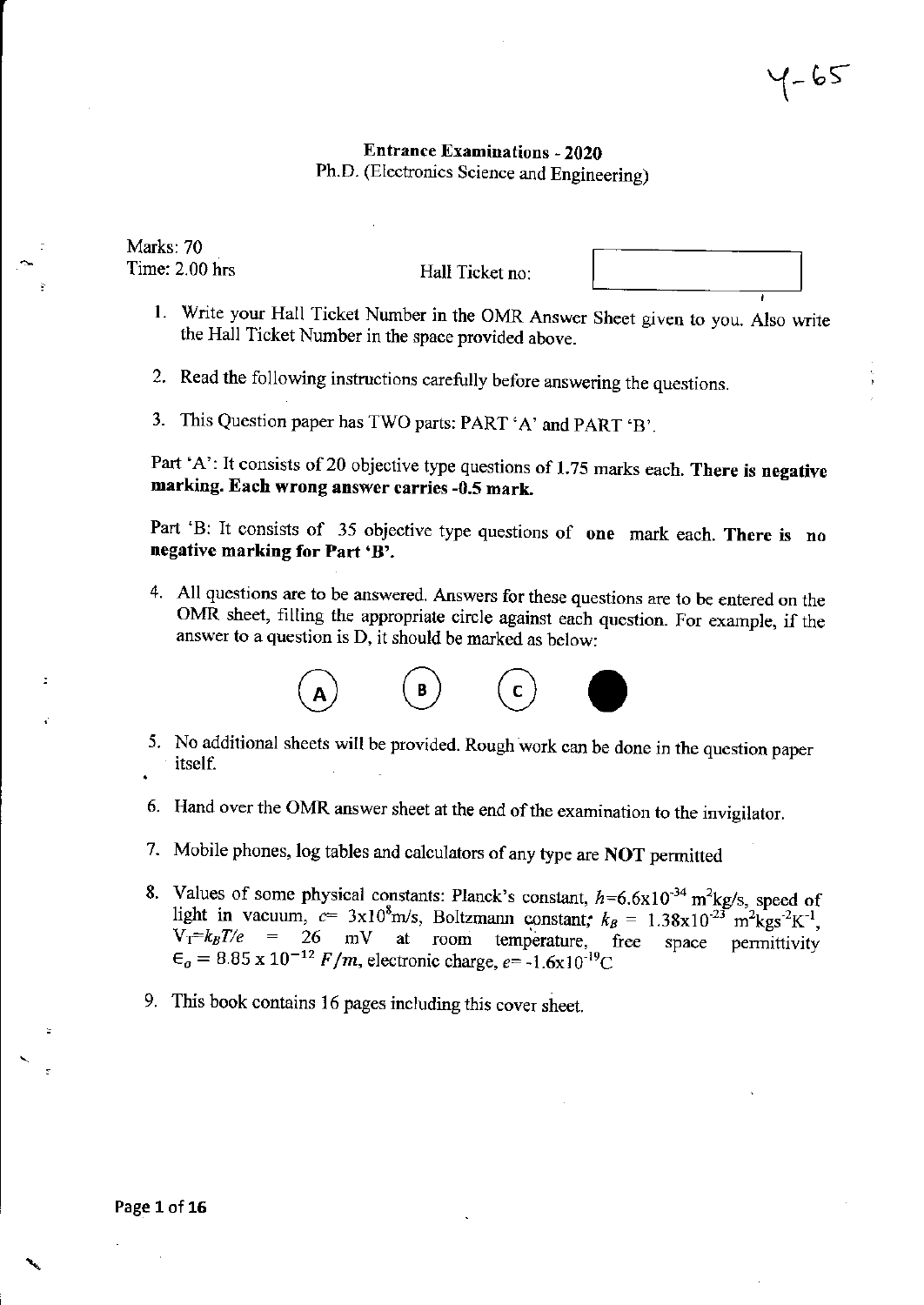Y-65

**Entrance Examinations - 2020**

Ph.D. (Electronics Science and Engineering)

Marks: 70

Time: 2.00 hrs

Hall Ticket no:

1. Write your Hall Ticket Number in the OMR Answer Sheet given to you. Also write the Hall Ticket Number in the space provided above.
2. Read the following instructions carefully before answering the questions.
3. This Question paper has TWO parts: PART 'A' and PART 'B'.

Part 'A': It consists of 20 objective type questions of 1.75 marks each. **There is negative marking. Each wrong answer carries -0.5 mark.**

Part 'B: It consists of 35 objective type questions of **one** mark each. **There is no negative marking for Part 'B'.**

4. All questions are to be answered. Answers for these questions are to be entered on the OMR sheet, filling the appropriate circle against each question. For example, if the answer to a question is D, it should be marked as below:

(A) (B) (C) ●

5. No additional sheets will be provided. Rough work can be done in the question paper itself.
6. Hand over the OMR answer sheet at the end of the examination to the invigilator.
7. Mobile phones, log tables and calculators of any type are **NOT** permitted
8. Values of some physical constants: Planck's constant, $h$=6.6x10$^{-34}$ m$^2$kg/s, speed of light in vacuum, $c$= 3x10$^8$m/s, Boltzmann constant; $k_B$ = 1.38x10$^{-23}$ m$^2$kgs$^{-2}$K$^{-1}$, $V_T$=$k_BT/e$ = 26 mV at room temperature, free space permittivity $\epsilon_o = 8.85 \times 10^{-12}$ $F/m$, electronic charge, $e$= -1.6x10$^{-19}$C
9. This book contains 16 pages including this cover sheet.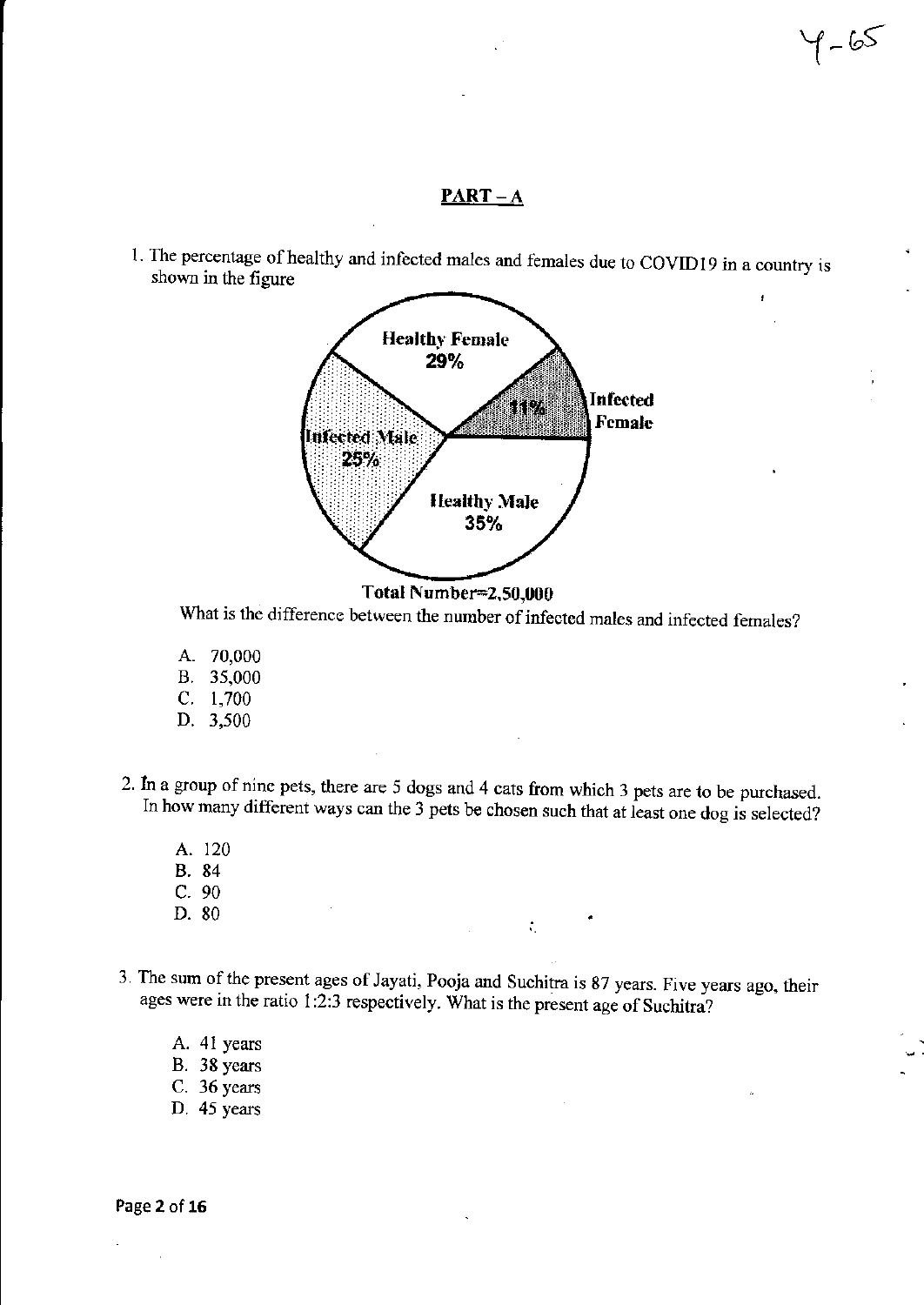## PART – A

1. The percentage of healthy and infected males and females due to COVID19 in a country is shown in the figure

Healthy Female 29%

Infected Female 11%

Infected Male 25%

Healthy Male 35%

Total Number=2,50,000

What is the difference between the number of infected males and infected females?

A. 70,000
B. 35,000
C. 1,700
D. 3,500

2. In a group of nine pets, there are 5 dogs and 4 cats from which 3 pets are to be purchased. In how many different ways can the 3 pets be chosen such that at least one dog is selected?

A. 120
B. 84
C. 90
D. 80

3. The sum of the present ages of Jayati, Pooja and Suchitra is 87 years. Five years ago, their ages were in the ratio 1:2:3 respectively. What is the present age of Suchitra?

A. 41 years
B. 38 years
C. 36 years
D. 45 years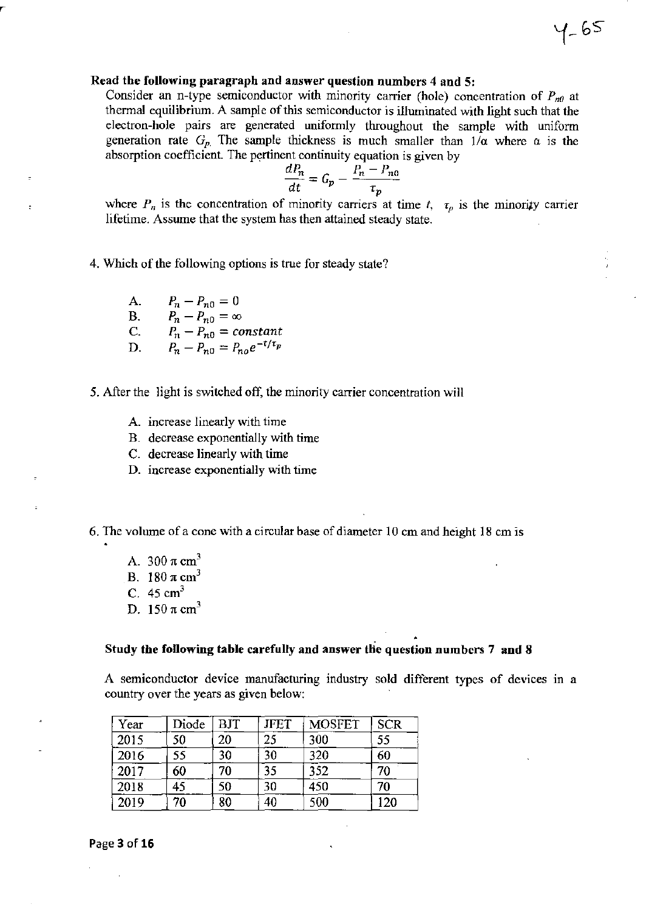**Read the following paragraph and answer question numbers 4 and 5:**

Consider an n-type semiconductor with minority carrier (hole) concentration of $P_{n0}$ at thermal equilibrium. A sample of this semiconductor is illuminated with light such that the electron-hole pairs are generated uniformly throughout the sample with uniform generation rate $G_p$. The sample thickness is much smaller than $1/\alpha$ where $\alpha$ is the absorption coefficient. The pertinent continuity equation is given by

$$\frac{dP_n}{dt} = G_p - \frac{P_n - P_{n0}}{\tau_p}$$

where $P_n$ is the concentration of minority carriers at time $t$, $\tau_p$ is the minority carrier lifetime. Assume that the system has then attained steady state.

4. Which of the following options is true for steady state?

   A. $P_n - P_{n0} = 0$
   B. $P_n - P_{n0} = \infty$
   C. $P_n - P_{n0} = constant$
   D. $P_n - P_{n0} = P_{no}e^{-t/\tau_p}$

5. After the light is switched off, the minority carrier concentration will

   A. increase linearly with time
   B. decrease exponentially with time
   C. decrease linearly with time
   D. increase exponentially with time

6. The volume of a cone with a circular base of diameter 10 cm and height 18 cm is

   A. 300 $\pi$ cm$^3$
   B. 180 $\pi$ cm$^3$
   C. 45 cm$^3$
   D. 150 $\pi$ cm$^3$

**Study the following table carefully and answer the question numbers 7 and 8**

A semiconductor device manufacturing industry sold different types of devices in a country over the years as given below:

| Year | Diode | BJT | JFET | MOSFET | SCR |
|---|---|---|---|---|---|
| 2015 | 50 | 20 | 25 | 300 | 55 |
| 2016 | 55 | 30 | 30 | 320 | 60 |
| 2017 | 60 | 70 | 35 | 352 | 70 |
| 2018 | 45 | 50 | 30 | 450 | 70 |
| 2019 | 70 | 80 | 40 | 500 | 120 |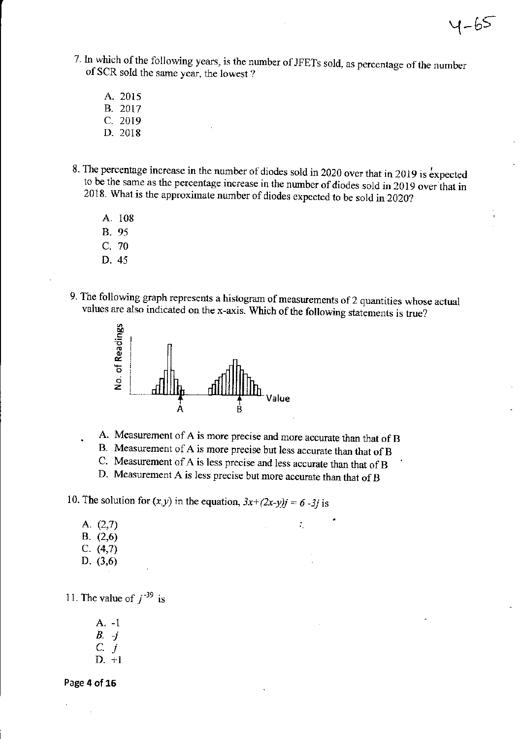7. In which of the following years, is the number of JFETs sold, as percentage of the number of SCR sold the same year, the lowest ?

    A. 2015
    B. 2017
    C. 2019
    D. 2018

8. The percentage increase in the number of diodes sold in 2020 over that in 2019 is expected to be the same as the percentage increase in the number of diodes sold in 2019 over that in 2018. What is the approximate number of diodes expected to be sold in 2020?

    A. 108
    B. 95
    C. 70
    D. 45

9. The following graph represents a histogram of measurements of 2 quantities whose actual values are also indicated on the x-axis. Which of the following statements is true?

    A. Measurement of A is more precise and more accurate than that of B
    B. Measurement of A is more precise but less accurate than that of B
    C. Measurement of A is less precise and less accurate than that of B
    D. Measurement A is less precise but more accurate than that of B

10. The solution for $(x,y)$ in the equation, $3x+(2x-y)j = 6 -3j$ is

    A. (2,7)
    B. (2,6)
    C. (4,7)
    D. (3,6)

11. The value of $j^{-39}$ is

    A. -1
    B. $-j$
    C. $j$
    D. +1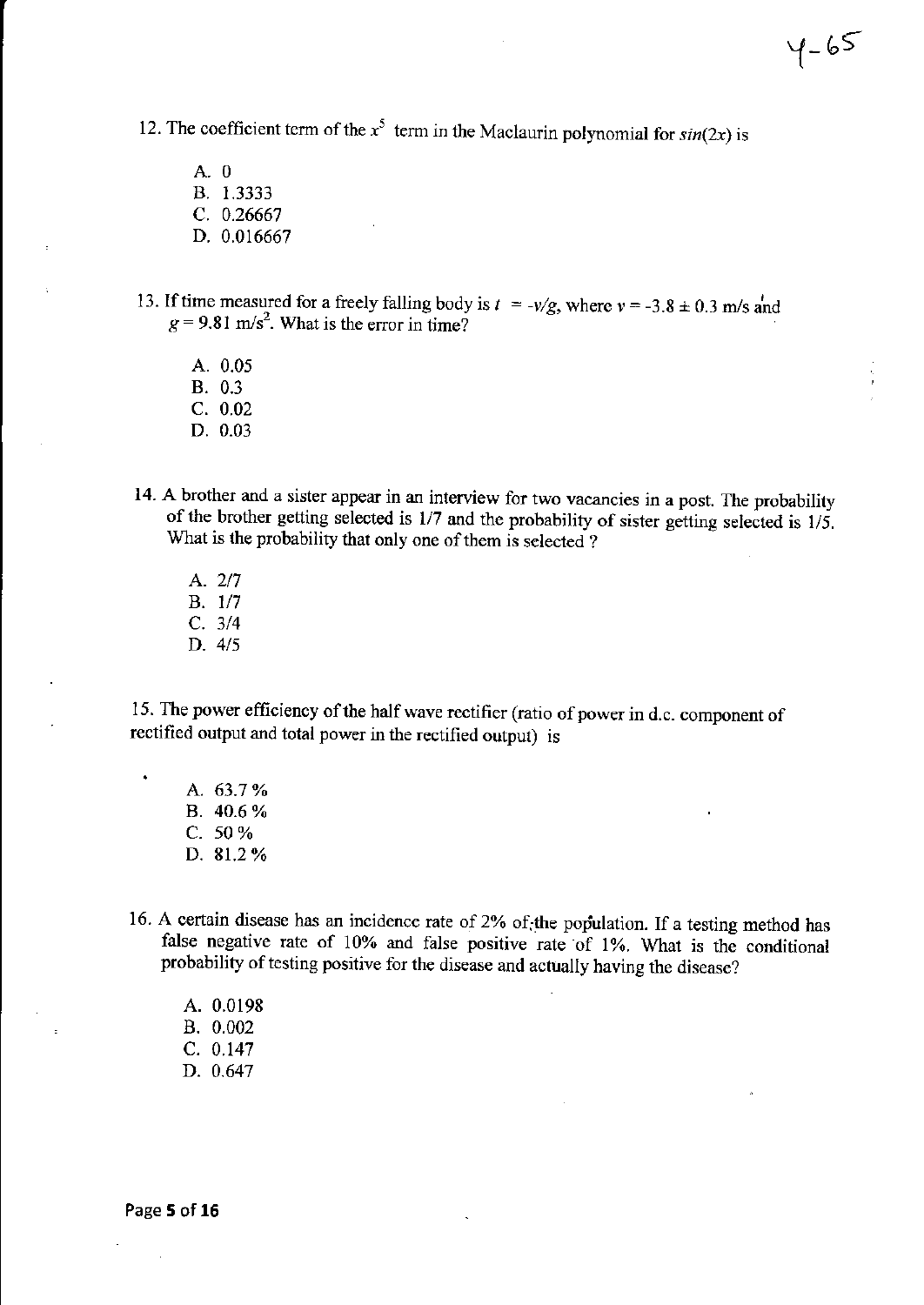12. The coefficient term of the $x^5$ term in the Maclaurin polynomial for $sin(2x)$ is

   A. 0
   B. 1.3333
   C. 0.26667
   D. 0.016667

13. If time measured for a freely falling body is $t = -v/g$, where $v = -3.8 \pm 0.3$ m/s and $g = 9.81$ m/s$^2$. What is the error in time?

   A. 0.05
   B. 0.3
   C. 0.02
   D. 0.03

14. A brother and a sister appear in an interview for two vacancies in a post. The probability of the brother getting selected is 1/7 and the probability of sister getting selected is 1/5. What is the probability that only one of them is selected ?

   A. 2/7
   B. 1/7
   C. 3/4
   D. 4/5

15. The power efficiency of the half wave rectifier (ratio of power in d.c. component of rectified output and total power in the rectified output) is

   A. 63.7 %
   B. 40.6 %
   C. 50 %
   D. 81.2 %

16. A certain disease has an incidence rate of 2% of the population. If a testing method has false negative rate of 10% and false positive rate of 1%. What is the conditional probability of testing positive for the disease and actually having the disease?

   A. 0.0198
   B. 0.002
   C. 0.147
   D. 0.647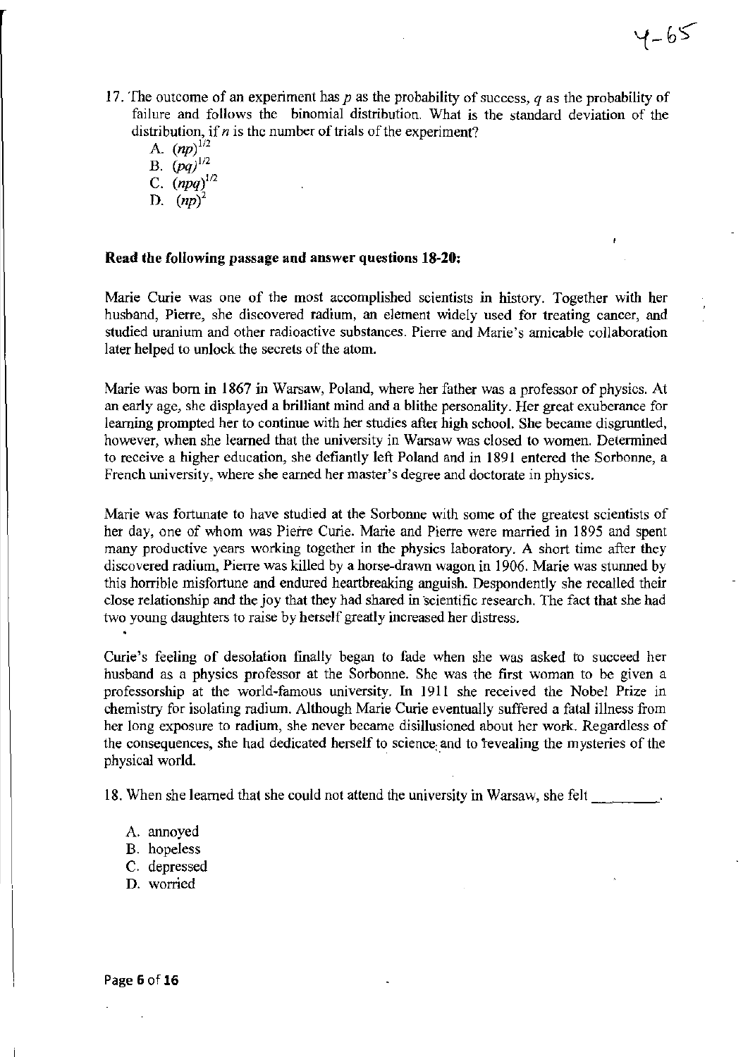17. The outcome of an experiment has $p$ as the probability of success, $q$ as the probability of failure and follows the binomial distribution. What is the standard deviation of the distribution, if $n$ is the number of trials of the experiment?

A. $(np)^{1/2}$
B. $(pq)^{1/2}$
C. $(npq)^{1/2}$
D. $(np)^2$

**Read the following passage and answer questions 18-20:**

Marie Curie was one of the most accomplished scientists in history. Together with her husband, Pierre, she discovered radium, an element widely used for treating cancer, and studied uranium and other radioactive substances. Pierre and Marie's amicable collaboration later helped to unlock the secrets of the atom.

Marie was born in 1867 in Warsaw, Poland, where her father was a professor of physics. At an early age, she displayed a brilliant mind and a blithe personality. Her great exuberance for learning prompted her to continue with her studies after high school. She became disgruntled, however, when she learned that the university in Warsaw was closed to women. Determined to receive a higher education, she defiantly left Poland and in 1891 entered the Sorbonne, a French university, where she earned her master's degree and doctorate in physics.

Marie was fortunate to have studied at the Sorbonne with some of the greatest scientists of her day, one of whom was Pierre Curie. Marie and Pierre were married in 1895 and spent many productive years working together in the physics laboratory. A short time after they discovered radium, Pierre was killed by a horse-drawn wagon in 1906. Marie was stunned by this horrible misfortune and endured heartbreaking anguish. Despondently she recalled their close relationship and the joy that they had shared in scientific research. The fact that she had two young daughters to raise by herself greatly increased her distress.

Curie's feeling of desolation finally began to fade when she was asked to succeed her husband as a physics professor at the Sorbonne. She was the first woman to be given a professorship at the world-famous university. In 1911 she received the Nobel Prize in chemistry for isolating radium. Although Marie Curie eventually suffered a fatal illness from her long exposure to radium, she never became disillusioned about her work. Regardless of the consequences, she had dedicated herself to science and to revealing the mysteries of the physical world.

18. When she learned that she could not attend the university in Warsaw, she felt ________.

A. annoyed
B. hopeless
C. depressed
D. worried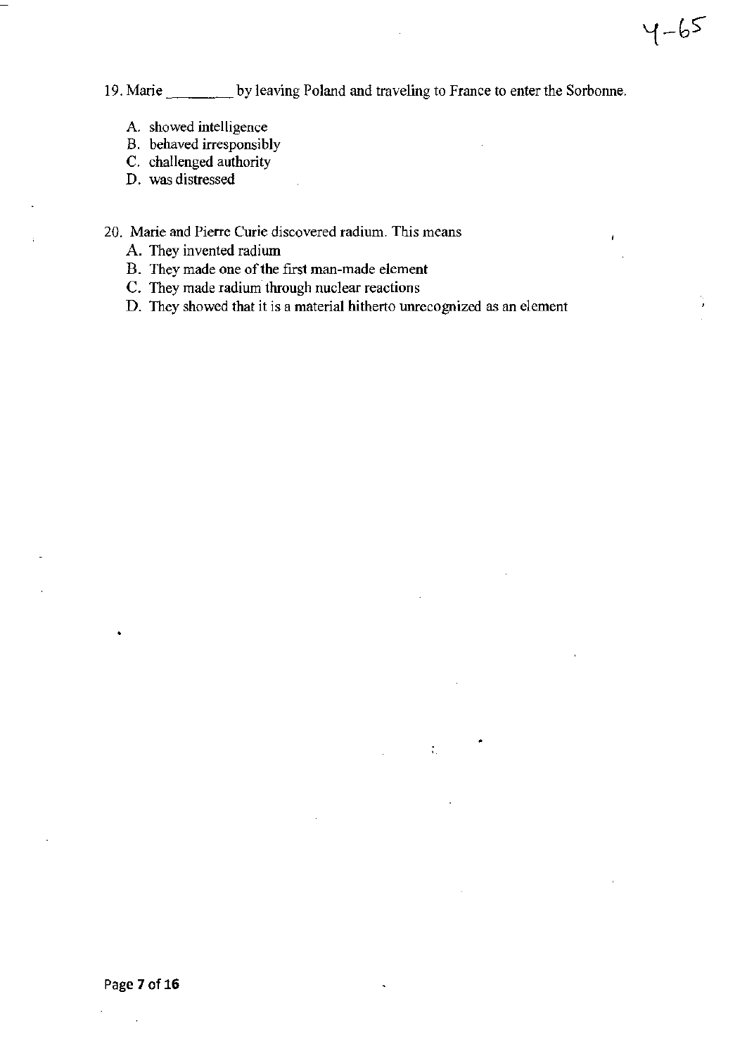19. Marie ________ by leaving Poland and traveling to France to enter the Sorbonne.

   A. showed intelligence
   B. behaved irresponsibly
   C. challenged authority
   D. was distressed

20. Marie and Pierre Curie discovered radium. This means

   A. They invented radium
   B. They made one of the first man-made element
   C. They made radium through nuclear reactions
   D. They showed that it is a material hitherto unrecognized as an element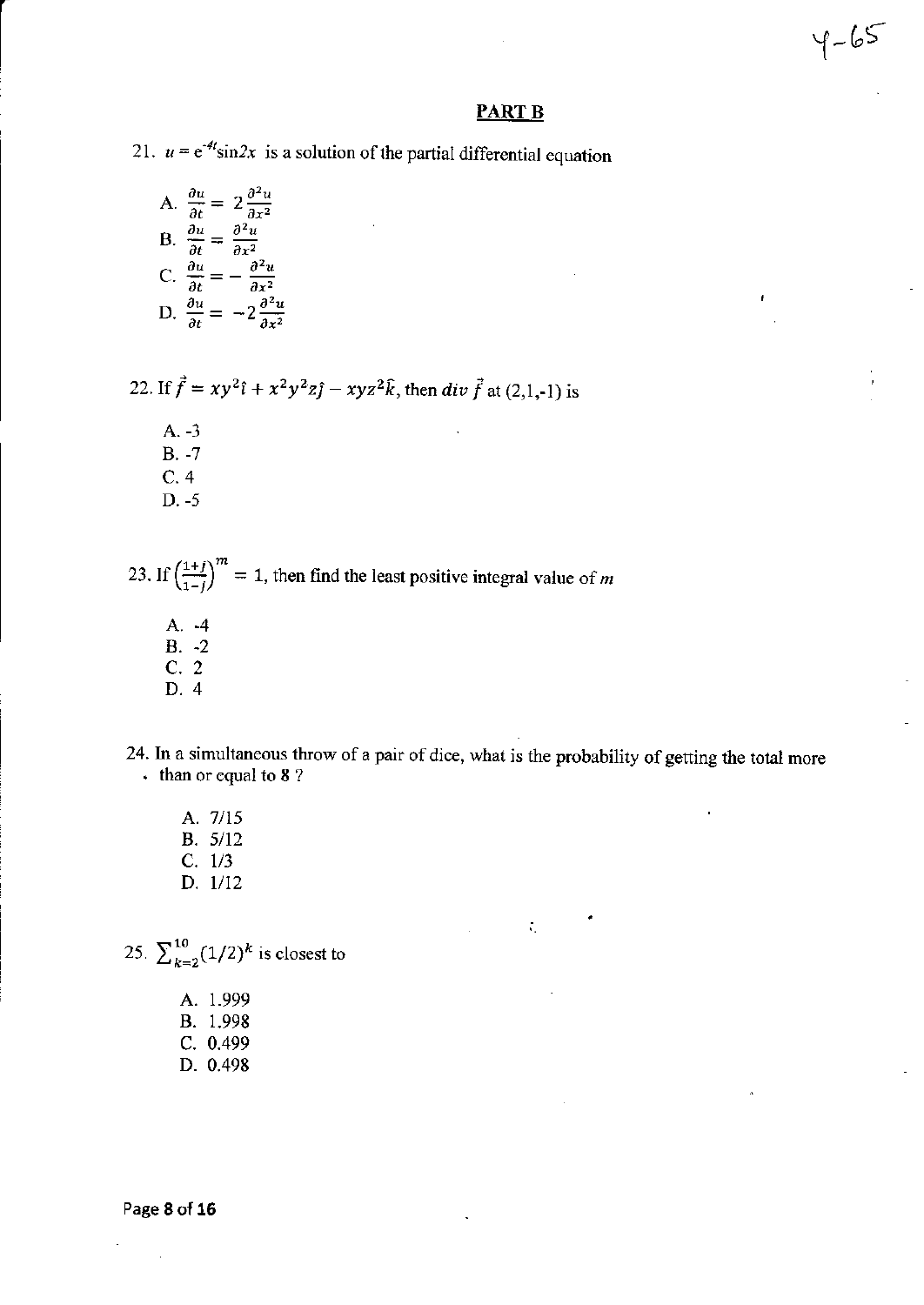## PART B

21. $u = e^{-4t}\sin 2x$ is a solution of the partial differential equation

A. $\frac{\partial u}{\partial t} = 2\frac{\partial^2 u}{\partial x^2}$
B. $\frac{\partial u}{\partial t} = \frac{\partial^2 u}{\partial x^2}$
C. $\frac{\partial u}{\partial t} = -\frac{\partial^2 u}{\partial x^2}$
D. $\frac{\partial u}{\partial t} = -2\frac{\partial^2 u}{\partial x^2}$

22. If $\vec{f} = xy^2\hat{\imath} + x^2y^2z\hat{\jmath} - xyz^2\hat{k}$, then $div\ \vec{f}$ at (2,1,-1) is

A. -3
B. -7
C. 4
D. -5

23. If $\left(\frac{1+j}{1-j}\right)^m = 1$, then find the least positive integral value of $m$

A. -4
B. -2
C. 2
D. 4

24. In a simultaneous throw of a pair of dice, what is the probability of getting the total more than or equal to 8 ?

A. 7/15
B. 5/12
C. 1/3
D. 1/12

25. $\sum_{k=2}^{10}(1/2)^k$ is closest to

A. 1.999
B. 1.998
C. 0.499
D. 0.498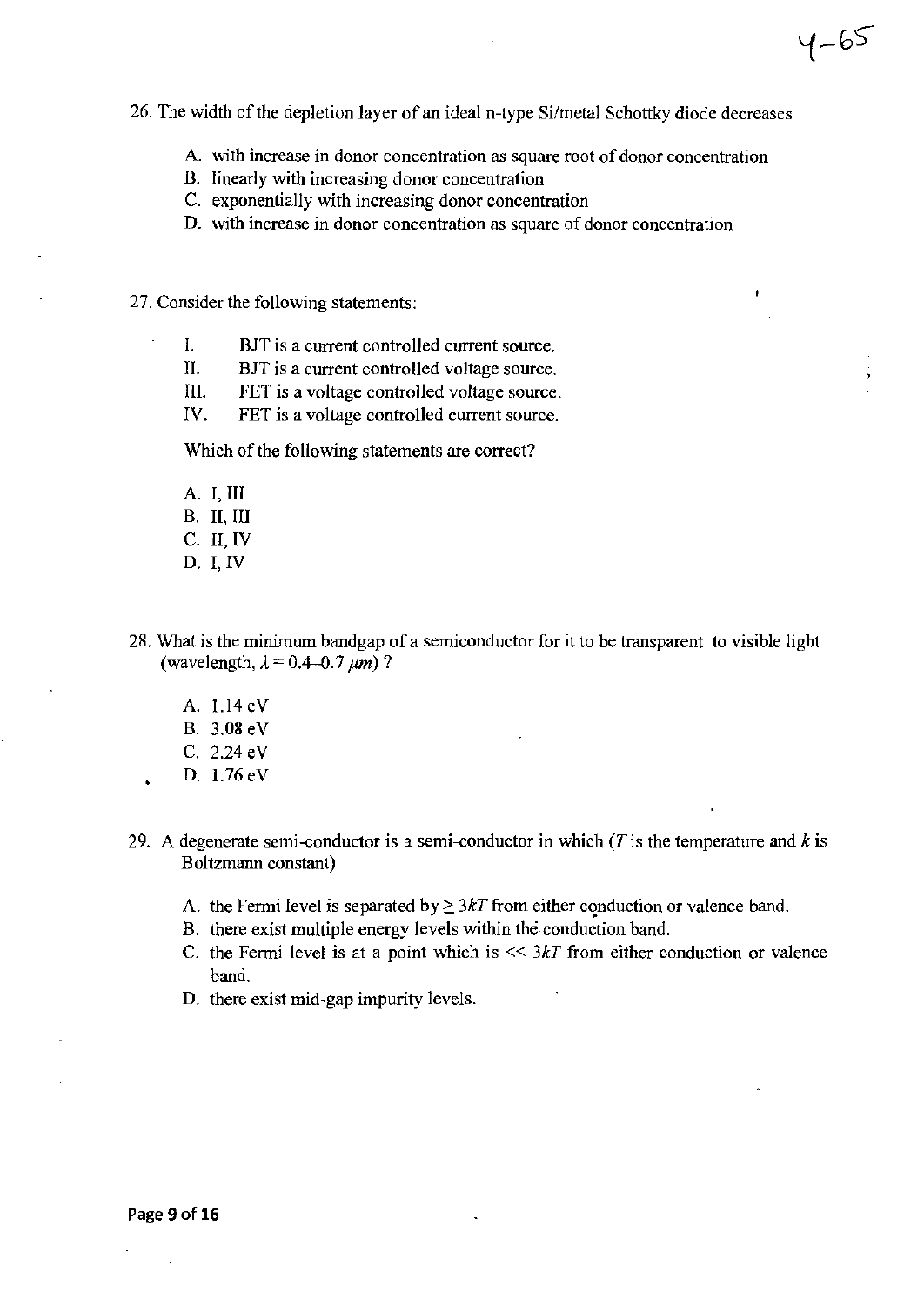26. The width of the depletion layer of an ideal n-type Si/metal Schottky diode decreases

    A. with increase in donor concentration as square root of donor concentration
    B. linearly with increasing donor concentration
    C. exponentially with increasing donor concentration
    D. with increase in donor concentration as square of donor concentration

27. Consider the following statements:

    I. BJT is a current controlled current source.
    II. BJT is a current controlled voltage source.
    III. FET is a voltage controlled voltage source.
    IV. FET is a voltage controlled current source.

    Which of the following statements are correct?

    A. I, III
    B. II, III
    C. II, IV
    D. I, IV

28. What is the minimum bandgap of a semiconductor for it to be transparent to visible light (wavelength, $\lambda = 0.4$–$0.7\ \mu m$) ?

    A. 1.14 eV
    B. 3.08 eV
    C. 2.24 eV
    D. 1.76 eV

29. A degenerate semi-conductor is a semi-conductor in which ($T$ is the temperature and $k$ is Boltzmann constant)

    A. the Fermi level is separated by $\geq 3kT$ from either conduction or valence band.
    B. there exist multiple energy levels within the conduction band.
    C. the Fermi level is at a point which is $<< 3kT$ from either conduction or valence band.
    D. there exist mid-gap impurity levels.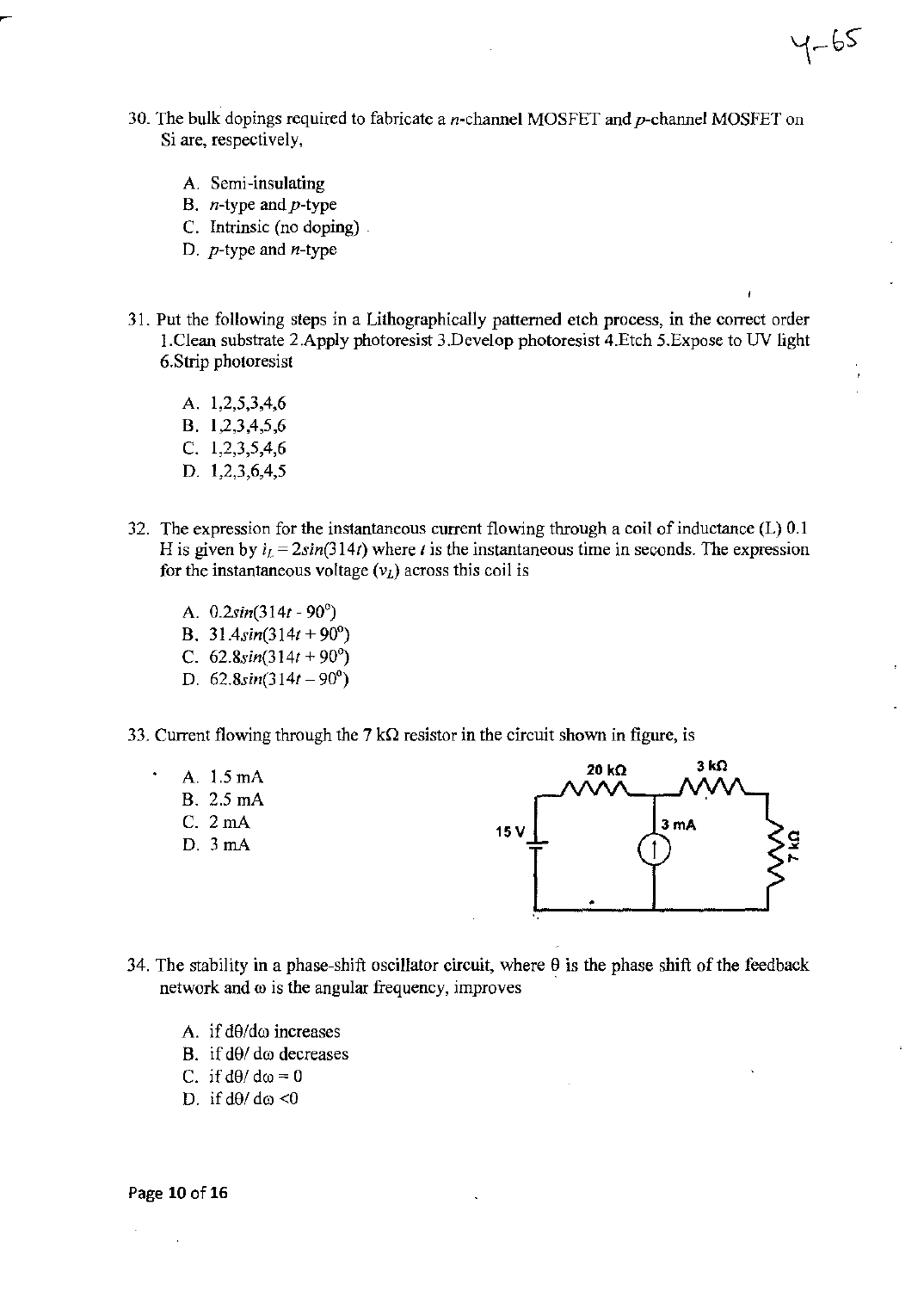30. The bulk dopings required to fabricate a $n$-channel MOSFET and $p$-channel MOSFET on Si are, respectively,

   A. Semi-insulating
   B. $n$-type and $p$-type
   C. Intrinsic (no doping)
   D. $p$-type and $n$-type

31. Put the following steps in a Lithographically patterned etch process, in the correct order 1.Clean substrate 2.Apply photoresist 3.Develop photoresist 4.Etch 5.Expose to UV light 6.Strip photoresist

   A. 1,2,5,3,4,6
   B. 1,2,3,4,5,6
   C. 1,2,3,5,4,6
   D. 1,2,3,6,4,5

32. The expression for the instantaneous current flowing through a coil of inductance (L) 0.1 H is given by $i_L = 2sin(314t)$ where $t$ is the instantaneous time in seconds. The expression for the instantaneous voltage ($v_L$) across this coil is

   A. $0.2sin(314t - 90^o)$
   B. $31.4sin(314t + 90^o)$
   C. $62.8sin(314t + 90^o)$
   D. $62.8sin(314t - 90^o)$

33. Current flowing through the 7 kΩ resistor in the circuit shown in figure, is

   A. 1.5 mA
   B. 2.5 mA
   C. 2 mA
   D. 3 mA

34. The stability in a phase-shift oscillator circuit, where θ is the phase shift of the feedback network and ω is the angular frequency, improves

   A. if dθ/dω increases
   B. if dθ/ dω decreases
   C. if dθ/ dω = 0
   D. if dθ/ dω <0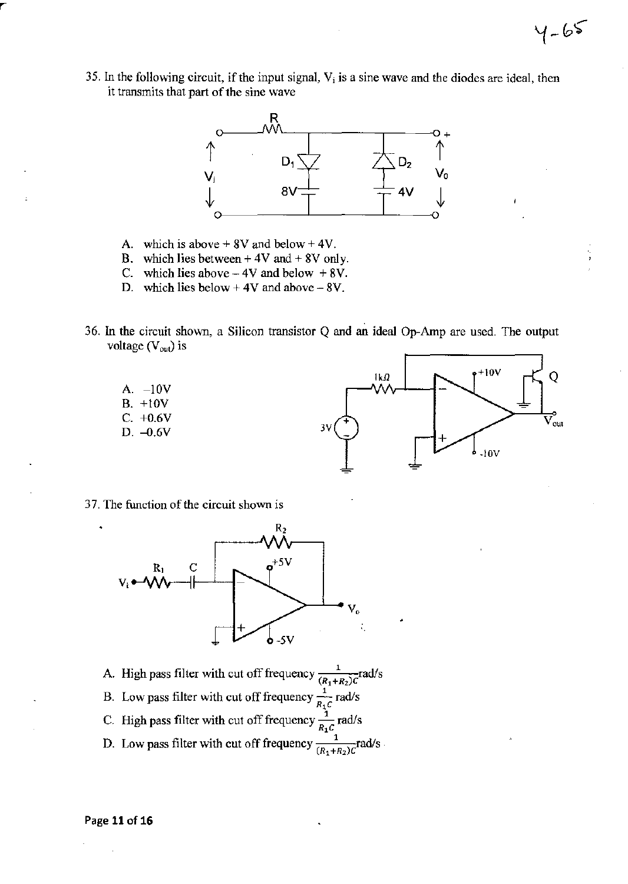35. In the following circuit, if the input signal, $V_i$ is a sine wave and the diodes are ideal, then it transmits that part of the sine wave

A. which is above + 8V and below + 4V.
B. which lies between + 4V and + 8V only.
C. which lies above – 4V and below + 8V.
D. which lies below + 4V and above – 8V.

36. In the circuit shown, a Silicon transistor Q and an ideal Op-Amp are used. The output voltage ($V_{out}$) is

A. –10V
B. +10V
C. +0.6V
D. –0.6V

37. The function of the circuit shown is

A. High pass filter with cut off frequency $\frac{1}{(R_1+R_2)C}$ rad/s
B. Low pass filter with cut off frequency $\frac{1}{R_1 C}$ rad/s
C. High pass filter with cut off frequency $\frac{1}{R_1 C}$ rad/s
D. Low pass filter with cut off frequency $\frac{1}{(R_1+R_2)C}$ rad/s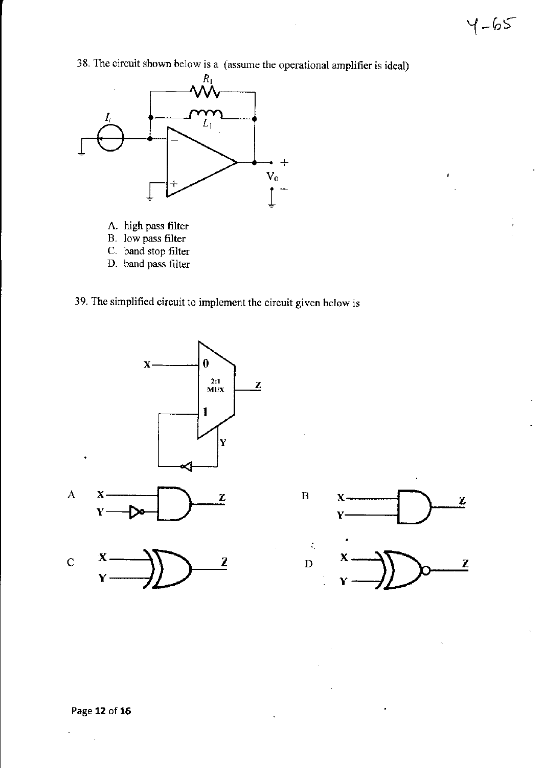38. The circuit shown below is a (assume the operational amplifier is ideal)

A. high pass filter
B. low pass filter
C. band stop filter
D. band pass filter

39. The simplified circuit to implement the circuit given below is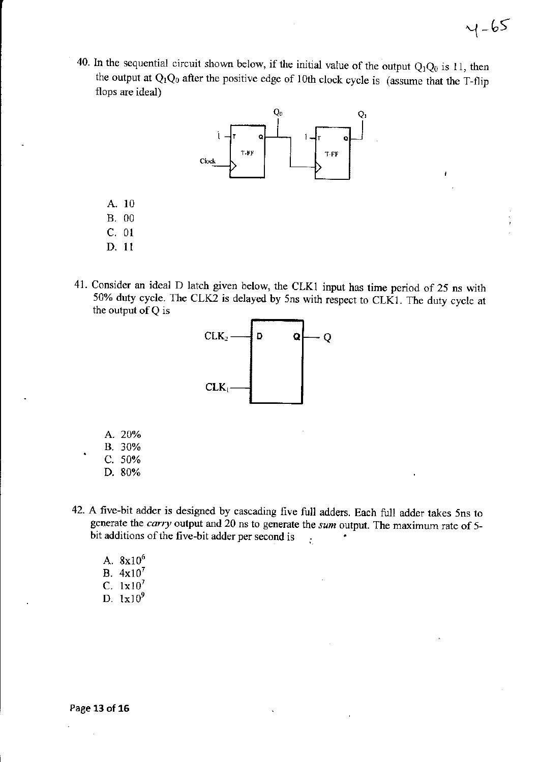40. In the sequential circuit shown below, if the initial value of the output $Q_1Q_0$ is 11, then the output at $Q_1Q_0$ after the positive edge of 10th clock cycle is (assume that the T-flip flops are ideal)

A. 10
B. 00
C. 01
D. 11

41. Consider an ideal D latch given below, the CLK1 input has time period of 25 ns with 50% duty cycle. The CLK2 is delayed by 5ns with respect to CLK1. The duty cycle at the output of Q is

A. 20%
B. 30%
C. 50%
D. 80%

42. A five-bit adder is designed by cascading five full adders. Each full adder takes 5ns to generate the *carry* output and 20 ns to generate the *sum* output. The maximum rate of 5-bit additions of the five-bit adder per second is

A. $8 \times 10^6$
B. $4 \times 10^7$
C. $1 \times 10^7$
D. $1 \times 10^9$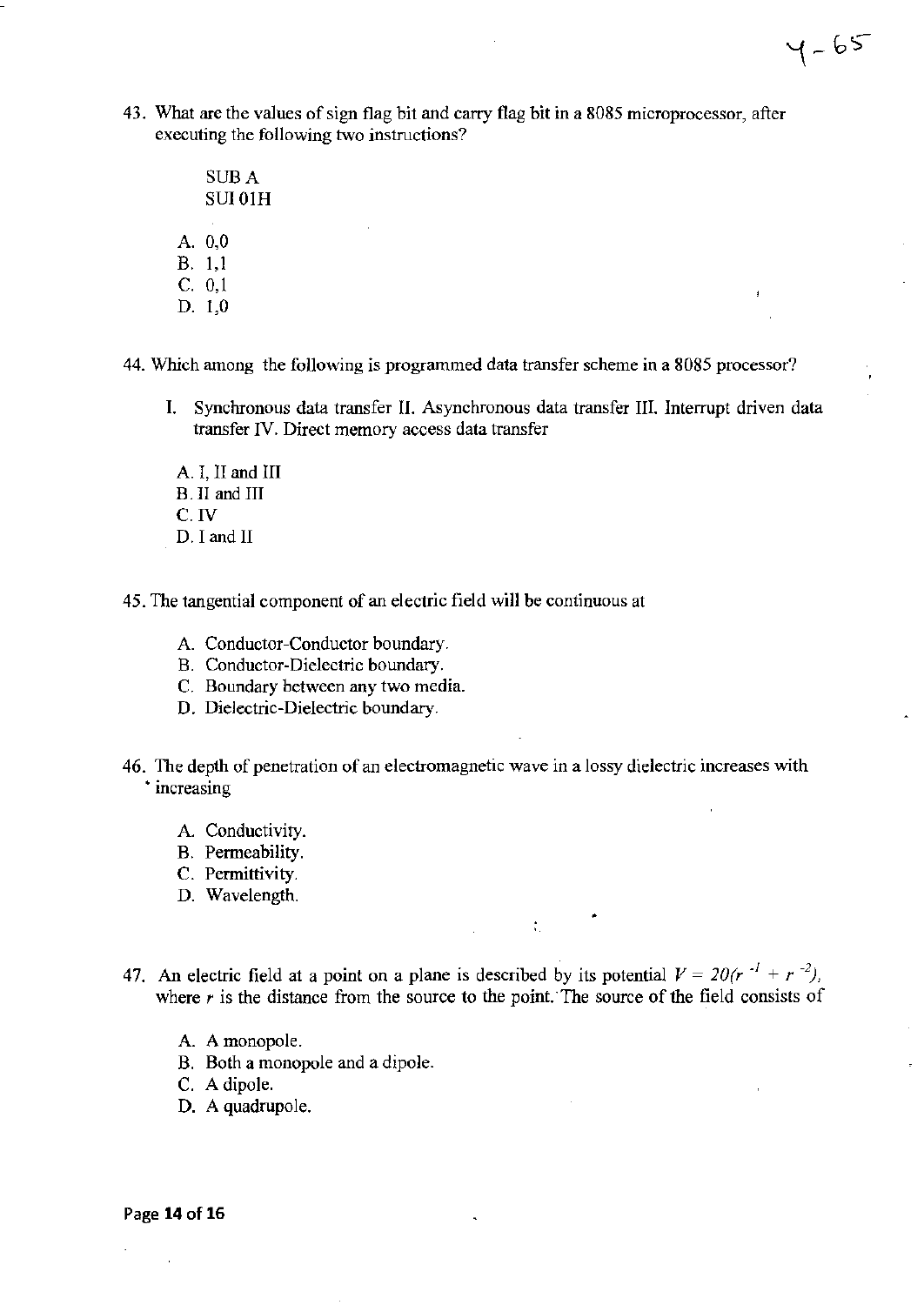43. What are the values of sign flag bit and carry flag bit in a 8085 microprocessor, after executing the following two instructions?

```
SUB A
SUI 01H
```

A. 0,0
B. 1,1
C. 0,1
D. 1,0

44. Which among the following is programmed data transfer scheme in a 8085 processor?

I. Synchronous data transfer II. Asynchronous data transfer III. Interrupt driven data transfer IV. Direct memory access data transfer

A. I, II and III
B. II and III
C. IV
D. I and II

45. The tangential component of an electric field will be continuous at

A. Conductor-Conductor boundary.
B. Conductor-Dielectric boundary.
C. Boundary between any two media.
D. Dielectric-Dielectric boundary.

46. The depth of penetration of an electromagnetic wave in a lossy dielectric increases with increasing

A. Conductivity.
B. Permeability.
C. Permittivity.
D. Wavelength.

47. An electric field at a point on a plane is described by its potential $V = 20(r^{-1} + r^{-2})$, where $r$ is the distance from the source to the point. The source of the field consists of

A. A monopole.
B. Both a monopole and a dipole.
C. A dipole.
D. A quadrupole.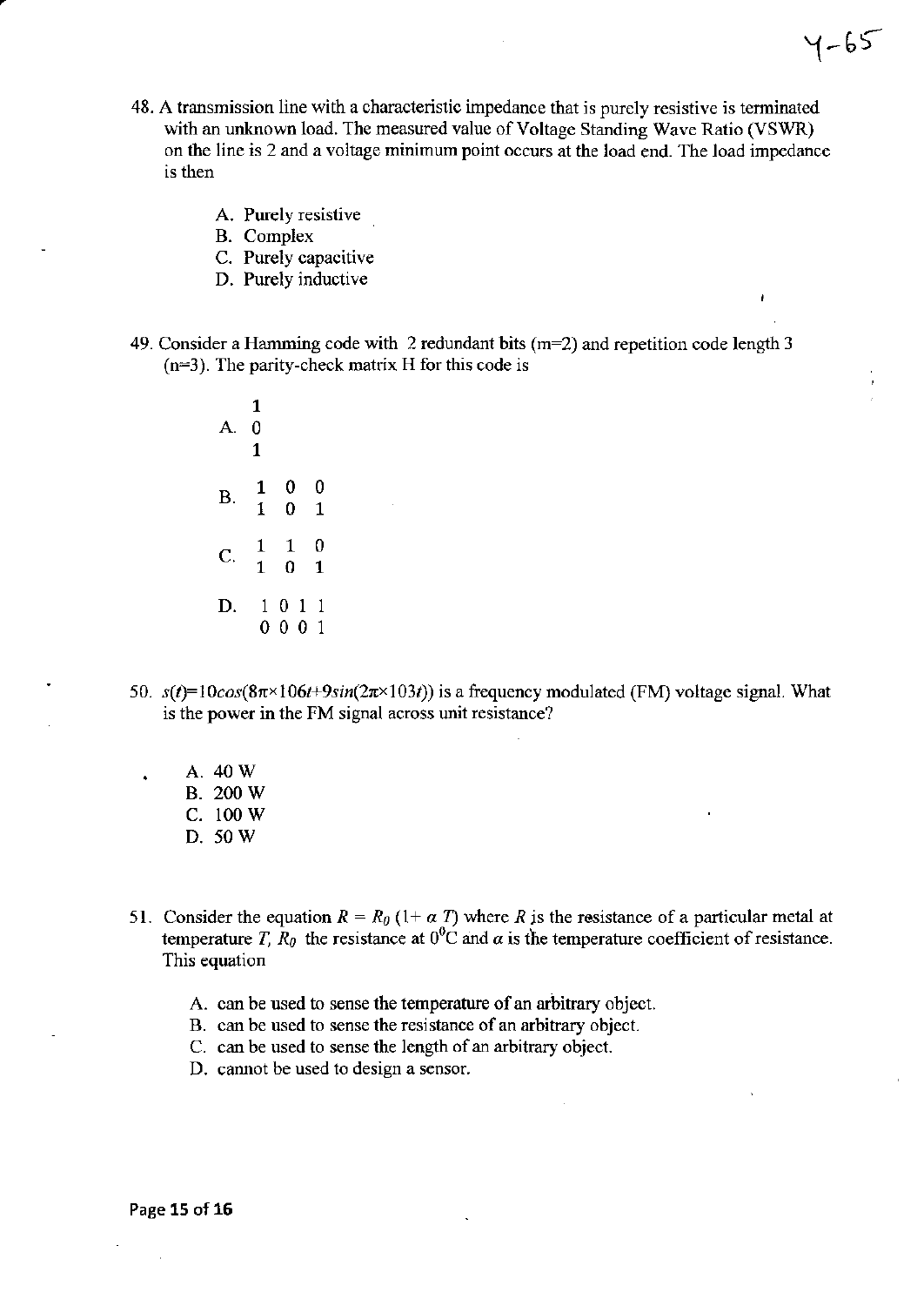48. A transmission line with a characteristic impedance that is purely resistive is terminated with an unknown load. The measured value of Voltage Standing Wave Ratio (VSWR) on the line is 2 and a voltage minimum point occurs at the load end. The load impedance is then

    A. Purely resistive
    B. Complex
    C. Purely capacitive
    D. Purely inductive

49. Consider a Hamming code with 2 redundant bits (m=2) and repetition code length 3 (n=3). The parity-check matrix H for this code is

    A. $\begin{matrix} 1 \\ 0 \\ 1 \end{matrix}$

    B. $\begin{matrix} 1 & 0 & 0 \\ 1 & 0 & 1 \end{matrix}$

    C. $\begin{matrix} 1 & 1 & 0 \\ 1 & 0 & 1 \end{matrix}$

    D. $\begin{matrix} 1 & 0 & 1 & 1 \\ 0 & 0 & 0 & 1 \end{matrix}$

50. $s(t)=10cos(8\pi\times106t+9sin(2\pi\times103t))$ is a frequency modulated (FM) voltage signal. What is the power in the FM signal across unit resistance?

    A. 40 W
    B. 200 W
    C. 100 W
    D. 50 W

51. Consider the equation $R = R_0\,(1+\alpha\,T)$ where $R$ is the resistance of a particular metal at temperature $T$, $R_0$ the resistance at $0^0$C and $\alpha$ is the temperature coefficient of resistance. This equation

    A. can be used to sense the temperature of an arbitrary object.
    B. can be used to sense the resistance of an arbitrary object.
    C. can be used to sense the length of an arbitrary object.
    D. cannot be used to design a sensor.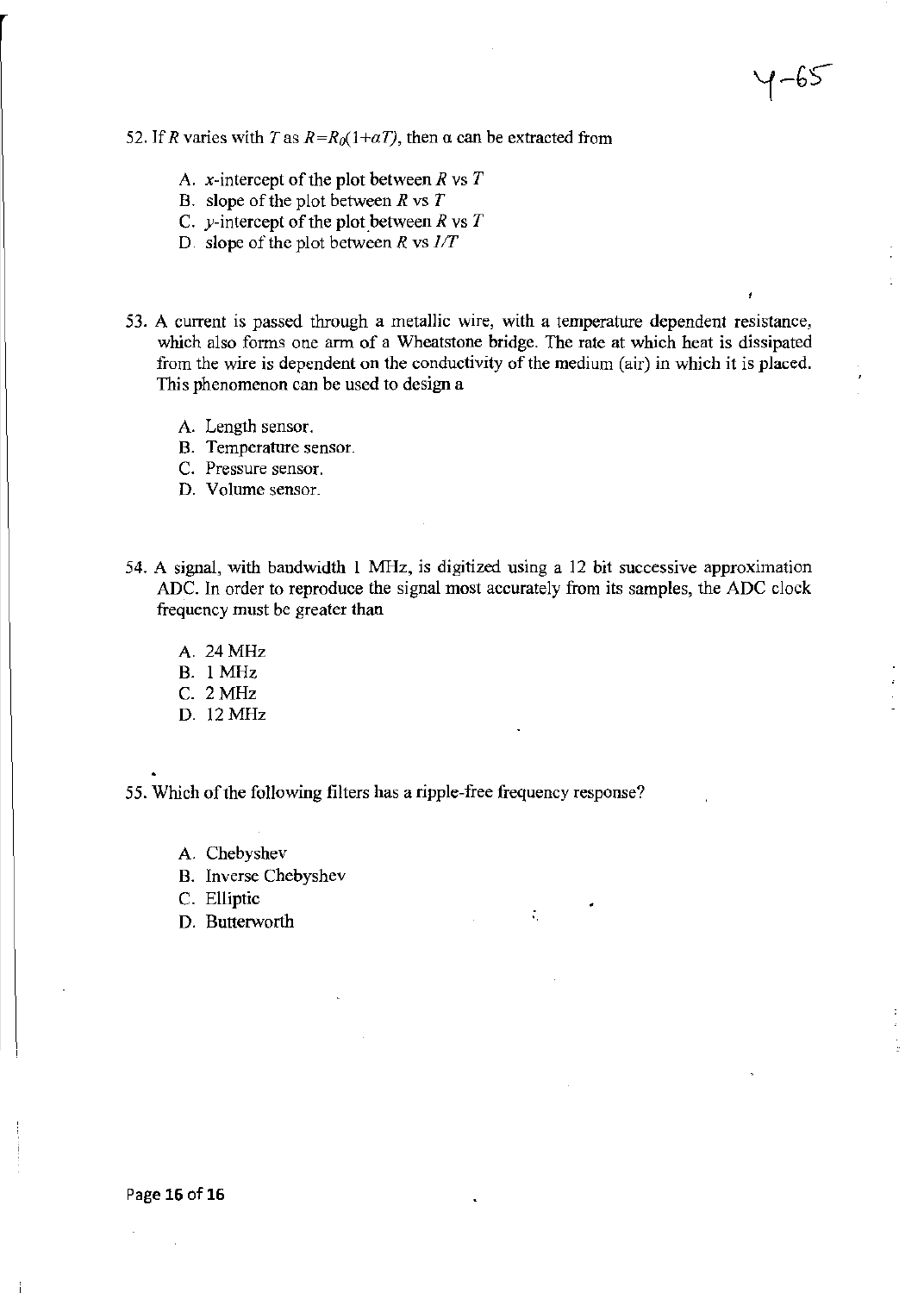52. If $R$ varies with $T$ as $R=R_0(1+\alpha T)$, then α can be extracted from

A. $x$-intercept of the plot between $R$ vs $T$
B. slope of the plot between $R$ vs $T$
C. $y$-intercept of the plot between $R$ vs $T$
D. slope of the plot between $R$ vs $1/T$

53. A current is passed through a metallic wire, with a temperature dependent resistance, which also forms one arm of a Wheatstone bridge. The rate at which heat is dissipated from the wire is dependent on the conductivity of the medium (air) in which it is placed. This phenomenon can be used to design a

A. Length sensor.
B. Temperature sensor.
C. Pressure sensor.
D. Volume sensor.

54. A signal, with bandwidth 1 MHz, is digitized using a 12 bit successive approximation ADC. In order to reproduce the signal most accurately from its samples, the ADC clock frequency must be greater than

A. 24 MHz
B. 1 MHz
C. 2 MHz
D. 12 MHz

55. Which of the following filters has a ripple-free frequency response?

A. Chebyshev
B. Inverse Chebyshev
C. Elliptic
D. Butterworth